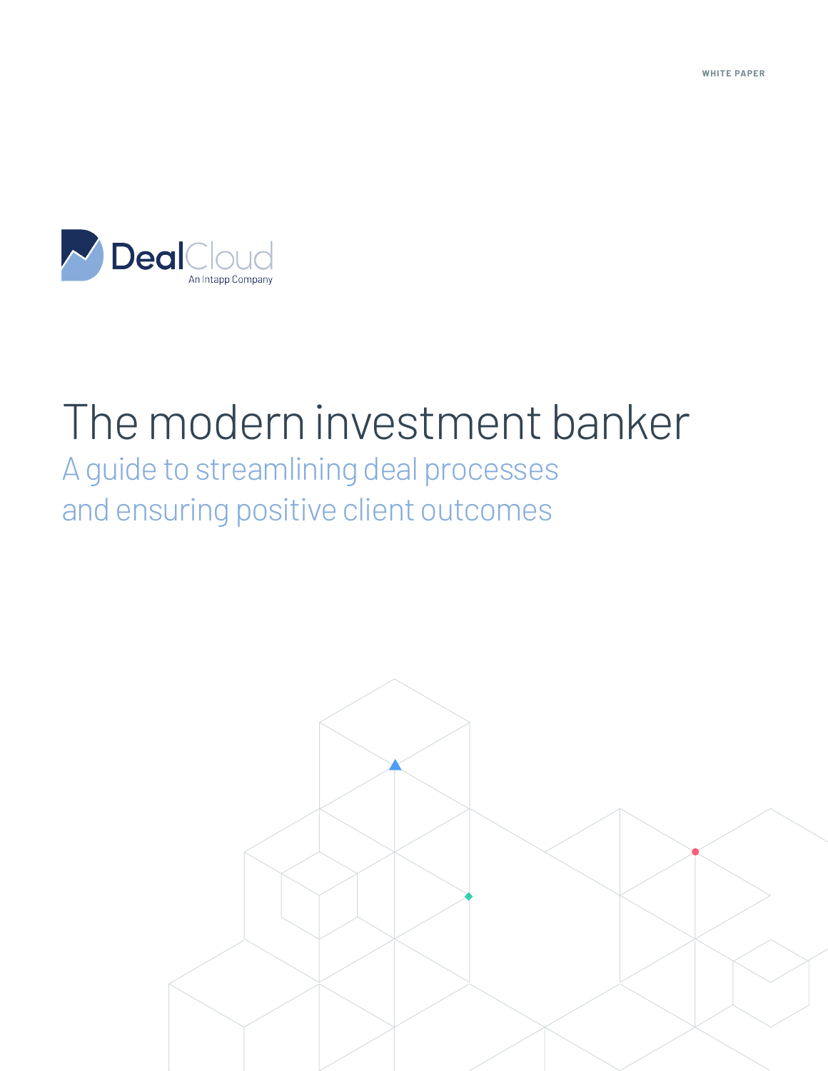WHITE PAPER

DealCloud

An Intapp Company

# The modern investment banker

## A guide to streamlining deal processes and ensuring positive client outcomes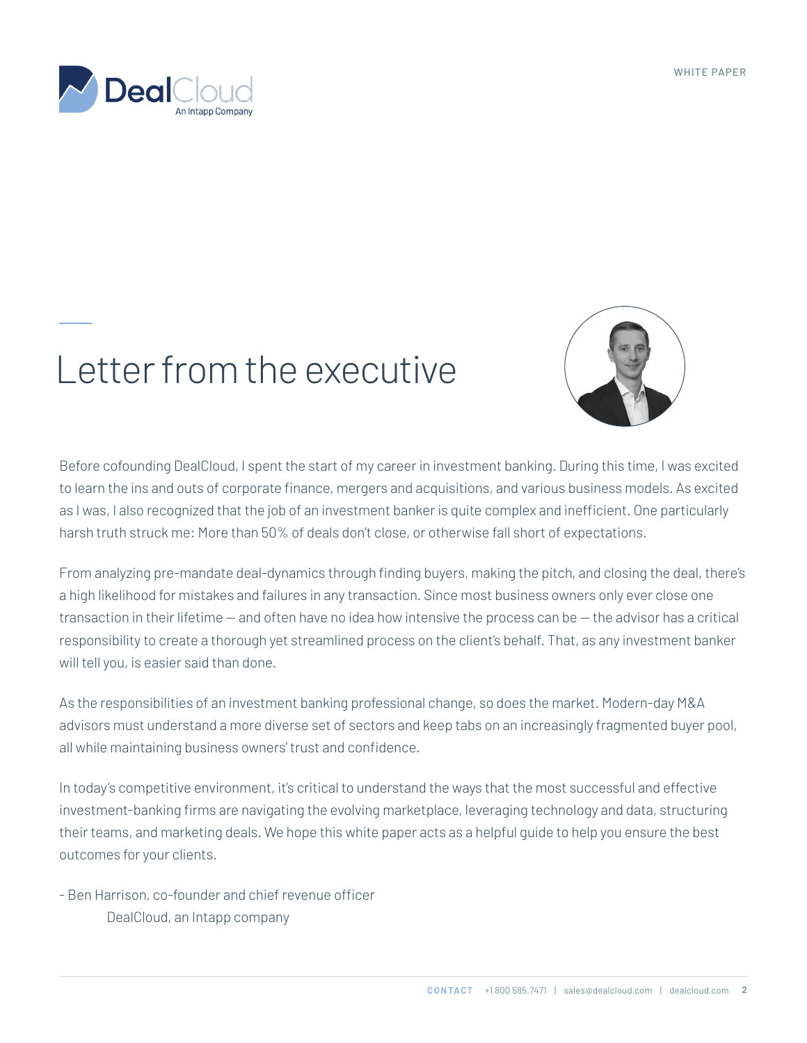# Letter from the executive

Before cofounding DealCloud, I spent the start of my career in investment banking. During this time, I was excited to learn the ins and outs of corporate finance, mergers and acquisitions, and various business models. As excited as I was, I also recognized that the job of an investment banker is quite complex and inefficient. One particularly harsh truth struck me: More than 50% of deals don't close, or otherwise fall short of expectations.

From analyzing pre-mandate deal-dynamics through finding buyers, making the pitch, and closing the deal, there's a high likelihood for mistakes and failures in any transaction. Since most business owners only ever close one transaction in their lifetime — and often have no idea how intensive the process can be — the advisor has a critical responsibility to create a thorough yet streamlined process on the client's behalf. That, as any investment banker will tell you, is easier said than done.

As the responsibilities of an investment banking professional change, so does the market. Modern-day M&A advisors must understand a more diverse set of sectors and keep tabs on an increasingly fragmented buyer pool, all while maintaining business owners' trust and confidence.

In today's competitive environment, it's critical to understand the ways that the most successful and effective investment-banking firms are navigating the evolving marketplace, leveraging technology and data, structuring their teams, and marketing deals. We hope this white paper acts as a helpful guide to help you ensure the best outcomes for your clients.

- Ben Harrison, co-founder and chief revenue officer
  DealCloud, an Intapp company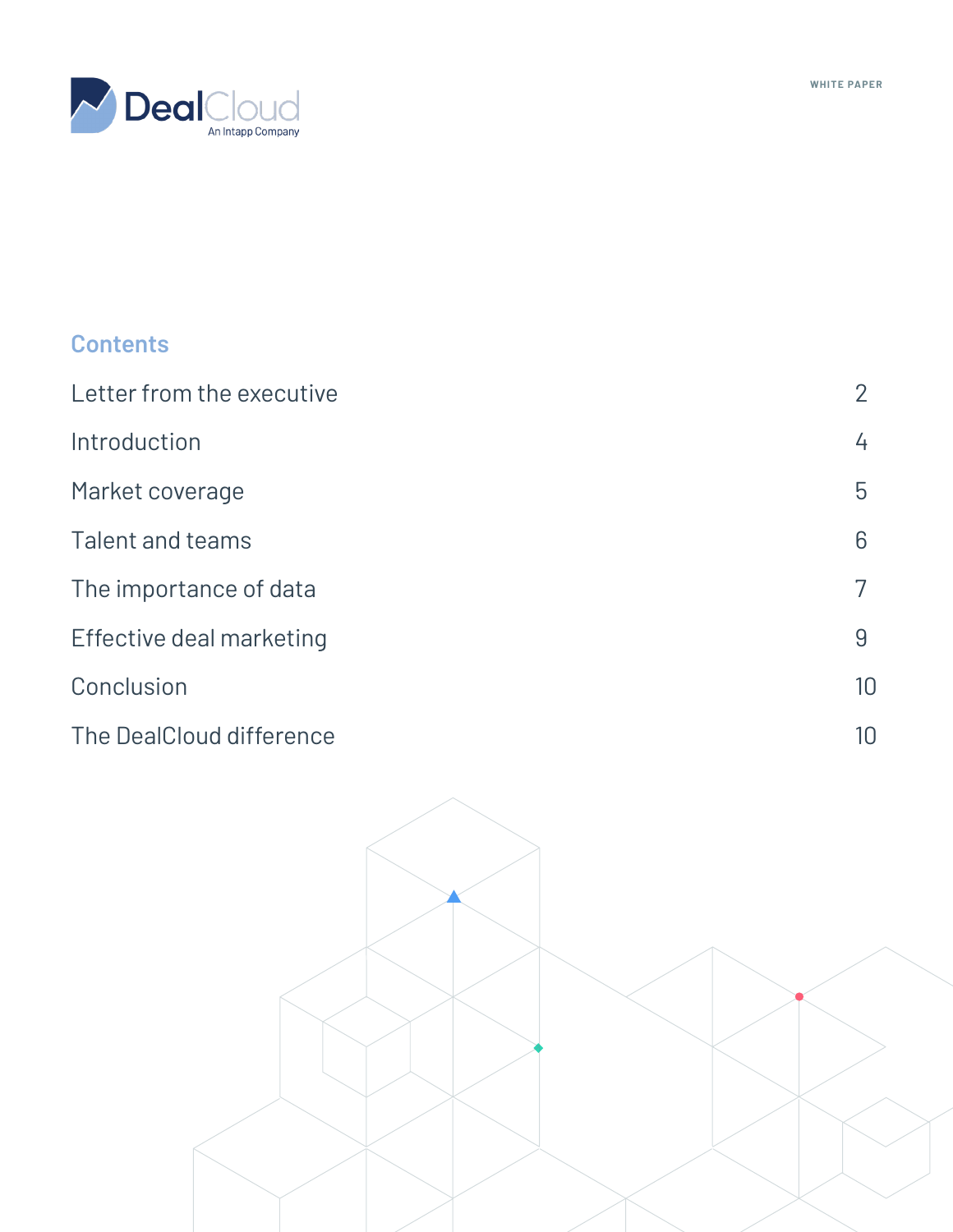WHITE PAPER

## Contents

| | |
|---|---|
| Letter from the executive | 2 |
| Introduction | 4 |
| Market coverage | 5 |
| Talent and teams | 6 |
| The importance of data | 7 |
| Effective deal marketing | 9 |
| Conclusion | 10 |
| The DealCloud difference | 10 |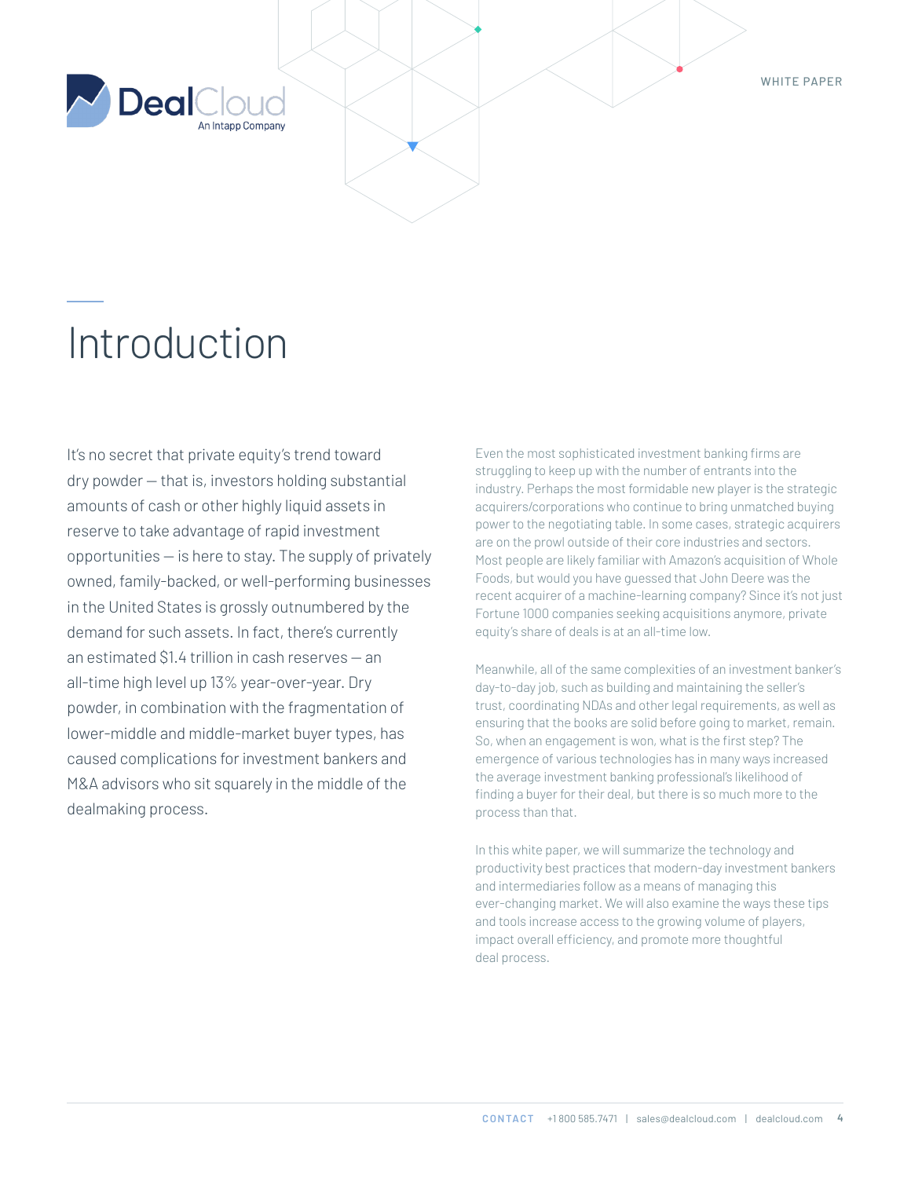# Introduction

It's no secret that private equity's trend toward dry powder — that is, investors holding substantial amounts of cash or other highly liquid assets in reserve to take advantage of rapid investment opportunities — is here to stay. The supply of privately owned, family-backed, or well-performing businesses in the United States is grossly outnumbered by the demand for such assets. In fact, there's currently an estimated $1.4 trillion in cash reserves — an all-time high level up 13% year-over-year. Dry powder, in combination with the fragmentation of lower-middle and middle-market buyer types, has caused complications for investment bankers and M&A advisors who sit squarely in the middle of the dealmaking process.

Even the most sophisticated investment banking firms are struggling to keep up with the number of entrants into the industry. Perhaps the most formidable new player is the strategic acquirers/corporations who continue to bring unmatched buying power to the negotiating table. In some cases, strategic acquirers are on the prowl outside of their core industries and sectors. Most people are likely familiar with Amazon's acquisition of Whole Foods, but would you have guessed that John Deere was the recent acquirer of a machine-learning company? Since it's not just Fortune 1000 companies seeking acquisitions anymore, private equity's share of deals is at an all-time low.

Meanwhile, all of the same complexities of an investment banker's day-to-day job, such as building and maintaining the seller's trust, coordinating NDAs and other legal requirements, as well as ensuring that the books are solid before going to market, remain. So, when an engagement is won, what is the first step? The emergence of various technologies has in many ways increased the average investment banking professional's likelihood of finding a buyer for their deal, but there is so much more to the process than that.

In this white paper, we will summarize the technology and productivity best practices that modern-day investment bankers and intermediaries follow as a means of managing this ever-changing market. We will also examine the ways these tips and tools increase access to the growing volume of players, impact overall efficiency, and promote more thoughtful deal process.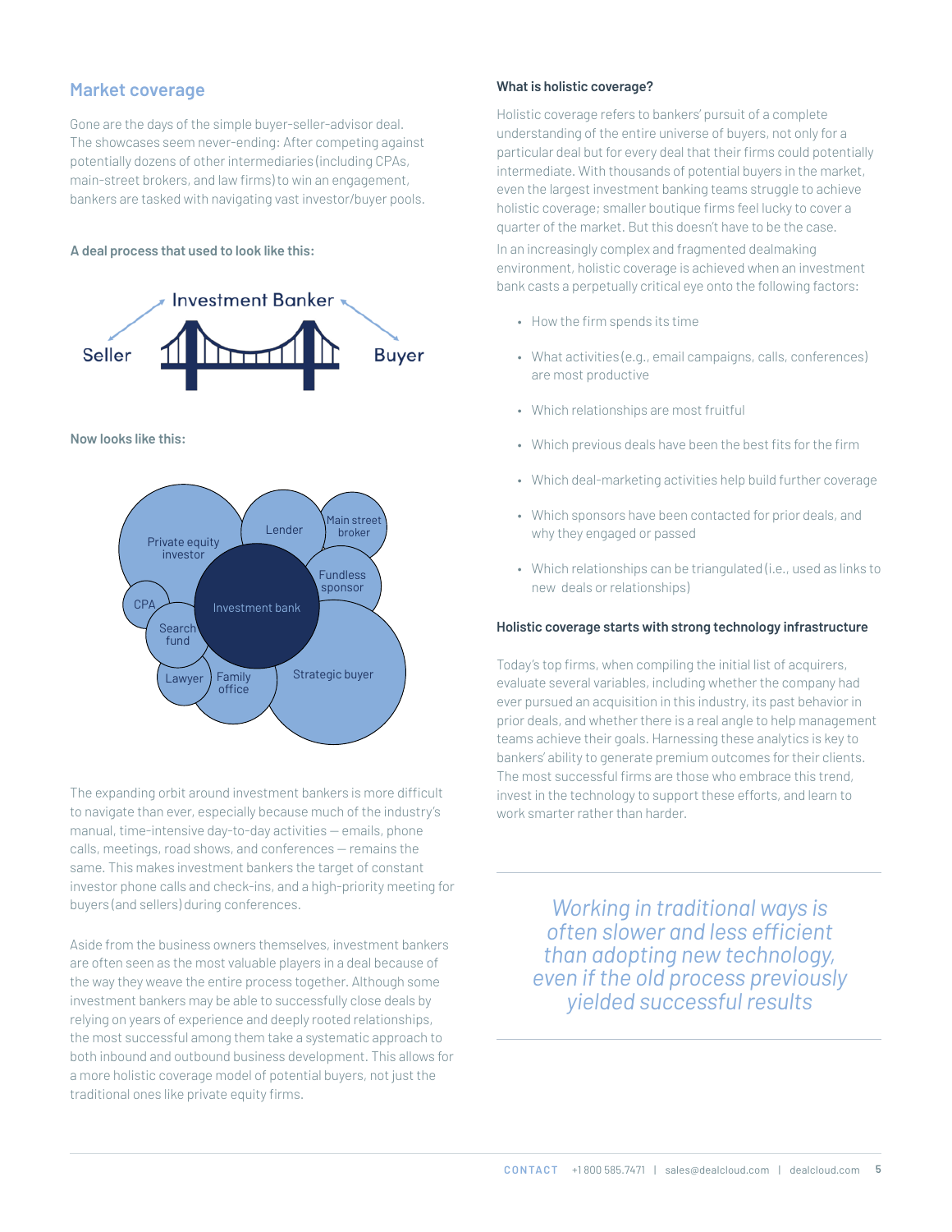## Market coverage

Gone are the days of the simple buyer-seller-advisor deal. The showcases seem never-ending: After competing against potentially dozens of other intermediaries (including CPAs, main-street brokers, and law firms) to win an engagement, bankers are tasked with navigating vast investor/buyer pools.

**A deal process that used to look like this:**

Seller — Investment Banker — Buyer

**Now looks like this:**

Private equity investor, Lender, Main street broker, Fundless sponsor, CPA, Investment bank, Search fund, Lawyer, Family office, Strategic buyer

The expanding orbit around investment bankers is more difficult to navigate than ever, especially because much of the industry's manual, time-intensive day-to-day activities — emails, phone calls, meetings, road shows, and conferences — remains the same. This makes investment bankers the target of constant investor phone calls and check-ins, and a high-priority meeting for buyers (and sellers) during conferences.

Aside from the business owners themselves, investment bankers are often seen as the most valuable players in a deal because of the way they weave the entire process together. Although some investment bankers may be able to successfully close deals by relying on years of experience and deeply rooted relationships, the most successful among them take a systematic approach to both inbound and outbound business development. This allows for a more holistic coverage model of potential buyers, not just the traditional ones like private equity firms.

### What is holistic coverage?

Holistic coverage refers to bankers' pursuit of a complete understanding of the entire universe of buyers, not only for a particular deal but for every deal that their firms could potentially intermediate. With thousands of potential buyers in the market, even the largest investment banking teams struggle to achieve holistic coverage; smaller boutique firms feel lucky to cover a quarter of the market. But this doesn't have to be the case.

In an increasingly complex and fragmented dealmaking environment, holistic coverage is achieved when an investment bank casts a perpetually critical eye onto the following factors:

- How the firm spends its time
- What activities (e.g., email campaigns, calls, conferences) are most productive
- Which relationships are most fruitful
- Which previous deals have been the best fits for the firm
- Which deal-marketing activities help build further coverage
- Which sponsors have been contacted for prior deals, and why they engaged or passed
- Which relationships can be triangulated (i.e., used as links to new deals or relationships)

### Holistic coverage starts with strong technology infrastructure

Today's top firms, when compiling the initial list of acquirers, evaluate several variables, including whether the company had ever pursued an acquisition in this industry, its past behavior in prior deals, and whether there is a real angle to help management teams achieve their goals. Harnessing these analytics is key to bankers' ability to generate premium outcomes for their clients. The most successful firms are those who embrace this trend, invest in the technology to support these efforts, and learn to work smarter rather than harder.

*Working in traditional ways is often slower and less efficient than adopting new technology, even if the old process previously yielded successful results*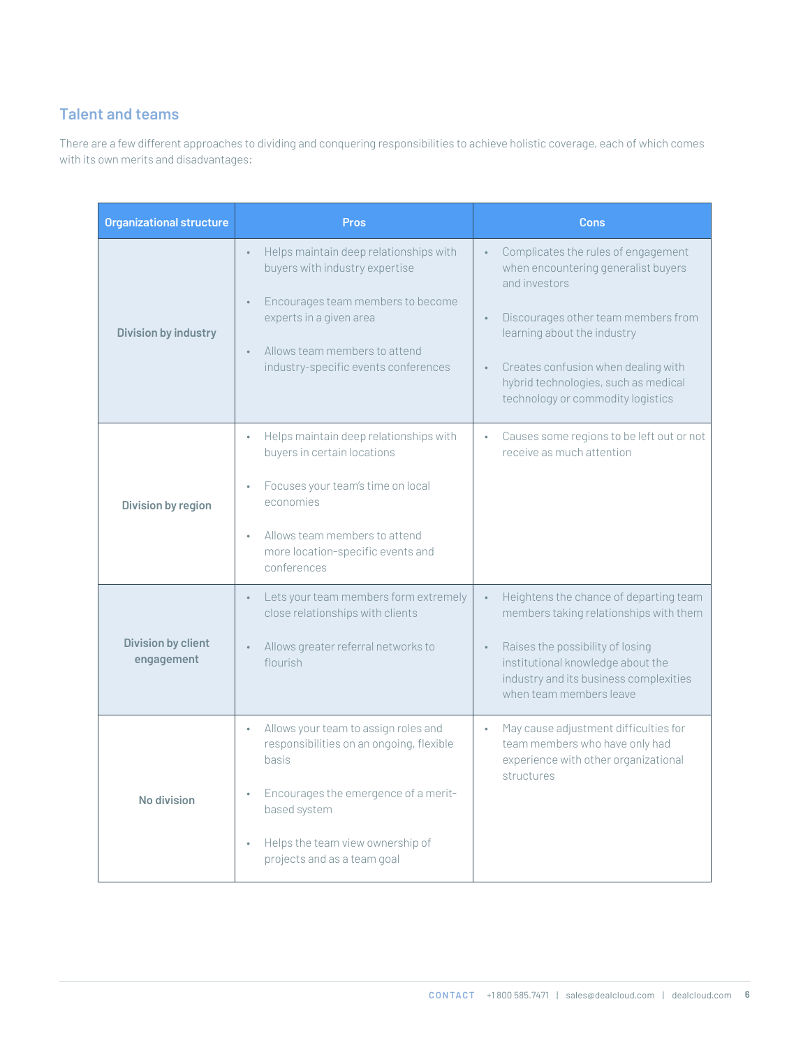## Talent and teams

There are a few different approaches to dividing and conquering responsibilities to achieve holistic coverage, each of which comes with its own merits and disadvantages:

| Organizational structure | Pros | Cons |
| --- | --- | --- |
| **Division by industry** | • Helps maintain deep relationships with buyers with industry expertise<br>• Encourages team members to become experts in a given area<br>• Allows team members to attend industry-specific events conferences | • Complicates the rules of engagement when encountering generalist buyers and investors<br>• Discourages other team members from learning about the industry<br>• Creates confusion when dealing with hybrid technologies, such as medical technology or commodity logistics |
| **Division by region** | • Helps maintain deep relationships with buyers in certain locations<br>• Focuses your team's time on local economies<br>• Allows team members to attend more location-specific events and conferences | • Causes some regions to be left out or not receive as much attention |
| **Division by client engagement** | • Lets your team members form extremely close relationships with clients<br>• Allows greater referral networks to flourish | • Heightens the chance of departing team members taking relationships with them<br>• Raises the possibility of losing institutional knowledge about the industry and its business complexities when team members leave |
| **No division** | • Allows your team to assign roles and responsibilities on an ongoing, flexible basis<br>• Encourages the emergence of a merit-based system<br>• Helps the team view ownership of projects and as a team goal | • May cause adjustment difficulties for team members who have only had experience with other organizational structures |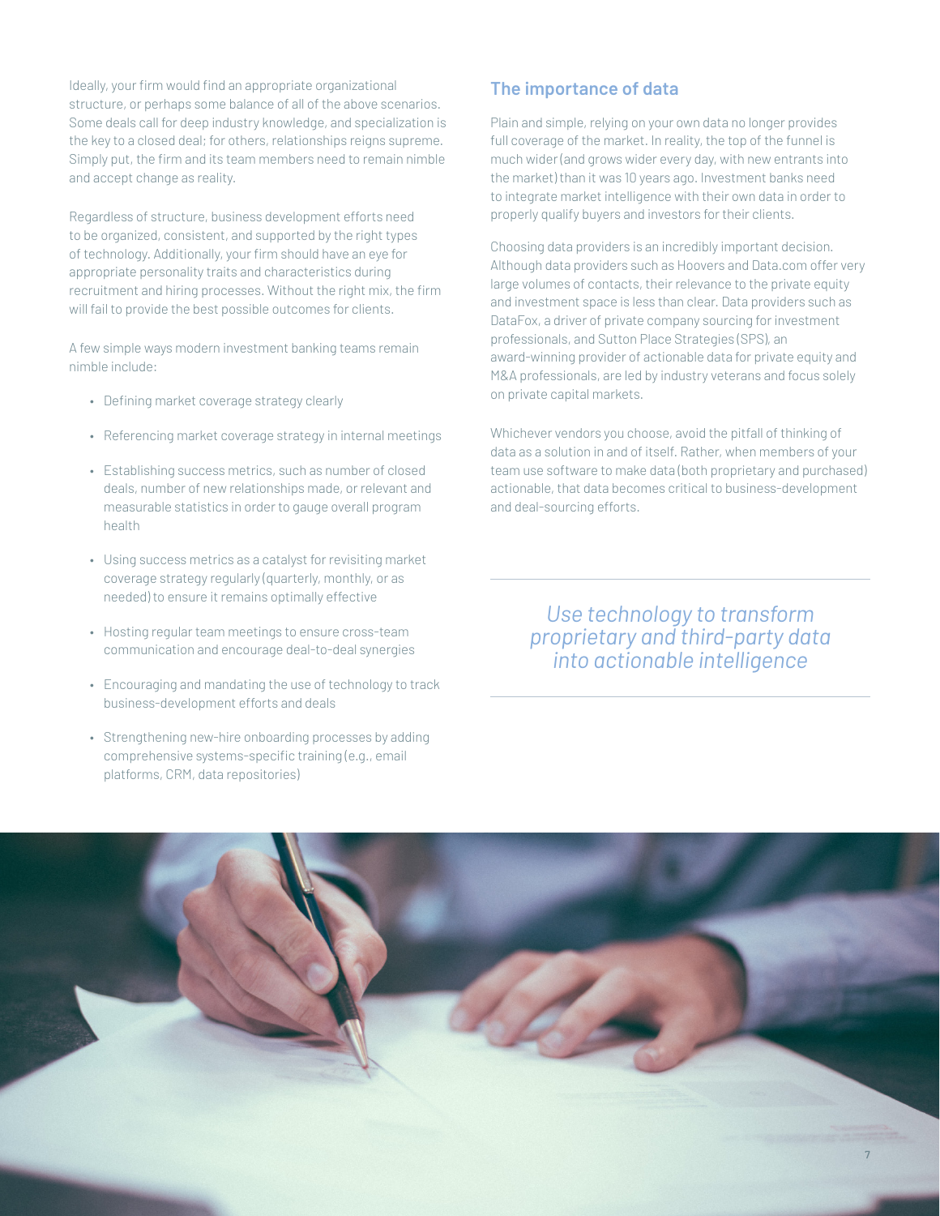Ideally, your firm would find an appropriate organizational structure, or perhaps some balance of all of the above scenarios. Some deals call for deep industry knowledge, and specialization is the key to a closed deal; for others, relationships reigns supreme. Simply put, the firm and its team members need to remain nimble and accept change as reality.

Regardless of structure, business development efforts need to be organized, consistent, and supported by the right types of technology. Additionally, your firm should have an eye for appropriate personality traits and characteristics during recruitment and hiring processes. Without the right mix, the firm will fail to provide the best possible outcomes for clients.

A few simple ways modern investment banking teams remain nimble include:

- Defining market coverage strategy clearly
- Referencing market coverage strategy in internal meetings
- Establishing success metrics, such as number of closed deals, number of new relationships made, or relevant and measurable statistics in order to gauge overall program health
- Using success metrics as a catalyst for revisiting market coverage strategy regularly (quarterly, monthly, or as needed) to ensure it remains optimally effective
- Hosting regular team meetings to ensure cross-team communication and encourage deal-to-deal synergies
- Encouraging and mandating the use of technology to track business-development efforts and deals
- Strengthening new-hire onboarding processes by adding comprehensive systems-specific training (e.g., email platforms, CRM, data repositories)

## The importance of data

Plain and simple, relying on your own data no longer provides full coverage of the market. In reality, the top of the funnel is much wider (and grows wider every day, with new entrants into the market) than it was 10 years ago. Investment banks need to integrate market intelligence with their own data in order to properly qualify buyers and investors for their clients.

Choosing data providers is an incredibly important decision. Although data providers such as Hoovers and Data.com offer very large volumes of contacts, their relevance to the private equity and investment space is less than clear. Data providers such as DataFox, a driver of private company sourcing for investment professionals, and Sutton Place Strategies (SPS), an award-winning provider of actionable data for private equity and M&A professionals, are led by industry veterans and focus solely on private capital markets.

Whichever vendors you choose, avoid the pitfall of thinking of data as a solution in and of itself. Rather, when members of your team use software to make data (both proprietary and purchased) actionable, that data becomes critical to business-development and deal-sourcing efforts.

*Use technology to transform proprietary and third-party data into actionable intelligence*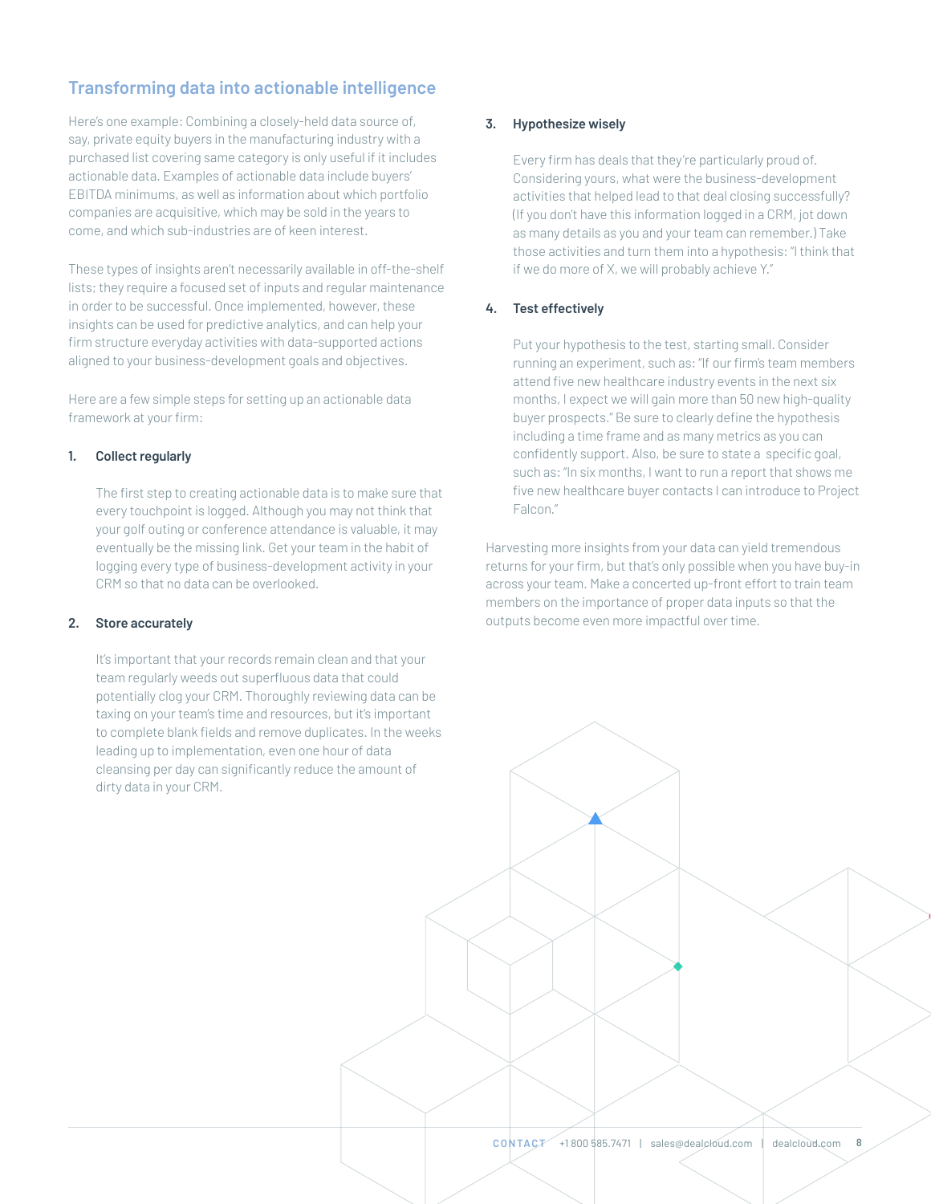## Transforming data into actionable intelligence

Here's one example: Combining a closely-held data source of, say, private equity buyers in the manufacturing industry with a purchased list covering same category is only useful if it includes actionable data. Examples of actionable data include buyers' EBITDA minimums, as well as information about which portfolio companies are acquisitive, which may be sold in the years to come, and which sub-industries are of keen interest.

These types of insights aren't necessarily available in off-the-shelf lists; they require a focused set of inputs and regular maintenance in order to be successful. Once implemented, however, these insights can be used for predictive analytics, and can help your firm structure everyday activities with data-supported actions aligned to your business-development goals and objectives.

Here are a few simple steps for setting up an actionable data framework at your firm:

1. **Collect regularly**

   The first step to creating actionable data is to make sure that every touchpoint is logged. Although you may not think that your golf outing or conference attendance is valuable, it may eventually be the missing link. Get your team in the habit of logging every type of business-development activity in your CRM so that no data can be overlooked.

2. **Store accurately**

   It's important that your records remain clean and that your team regularly weeds out superfluous data that could potentially clog your CRM. Thoroughly reviewing data can be taxing on your team's time and resources, but it's important to complete blank fields and remove duplicates. In the weeks leading up to implementation, even one hour of data cleansing per day can significantly reduce the amount of dirty data in your CRM.

3. **Hypothesize wisely**

   Every firm has deals that they're particularly proud of. Considering yours, what were the business-development activities that helped lead to that deal closing successfully? (If you don't have this information logged in a CRM, jot down as many details as you and your team can remember.) Take those activities and turn them into a hypothesis: "I think that if we do more of X, we will probably achieve Y."

4. **Test effectively**

   Put your hypothesis to the test, starting small. Consider running an experiment, such as: "If our firm's team members attend five new healthcare industry events in the next six months, I expect we will gain more than 50 new high-quality buyer prospects." Be sure to clearly define the hypothesis including a time frame and as many metrics as you can confidently support. Also, be sure to state a specific goal, such as: "In six months, I want to run a report that shows me five new healthcare buyer contacts I can introduce to Project Falcon."

Harvesting more insights from your data can yield tremendous returns for your firm, but that's only possible when you have buy-in across your team. Make a concerted up-front effort to train team members on the importance of proper data inputs so that the outputs become even more impactful over time.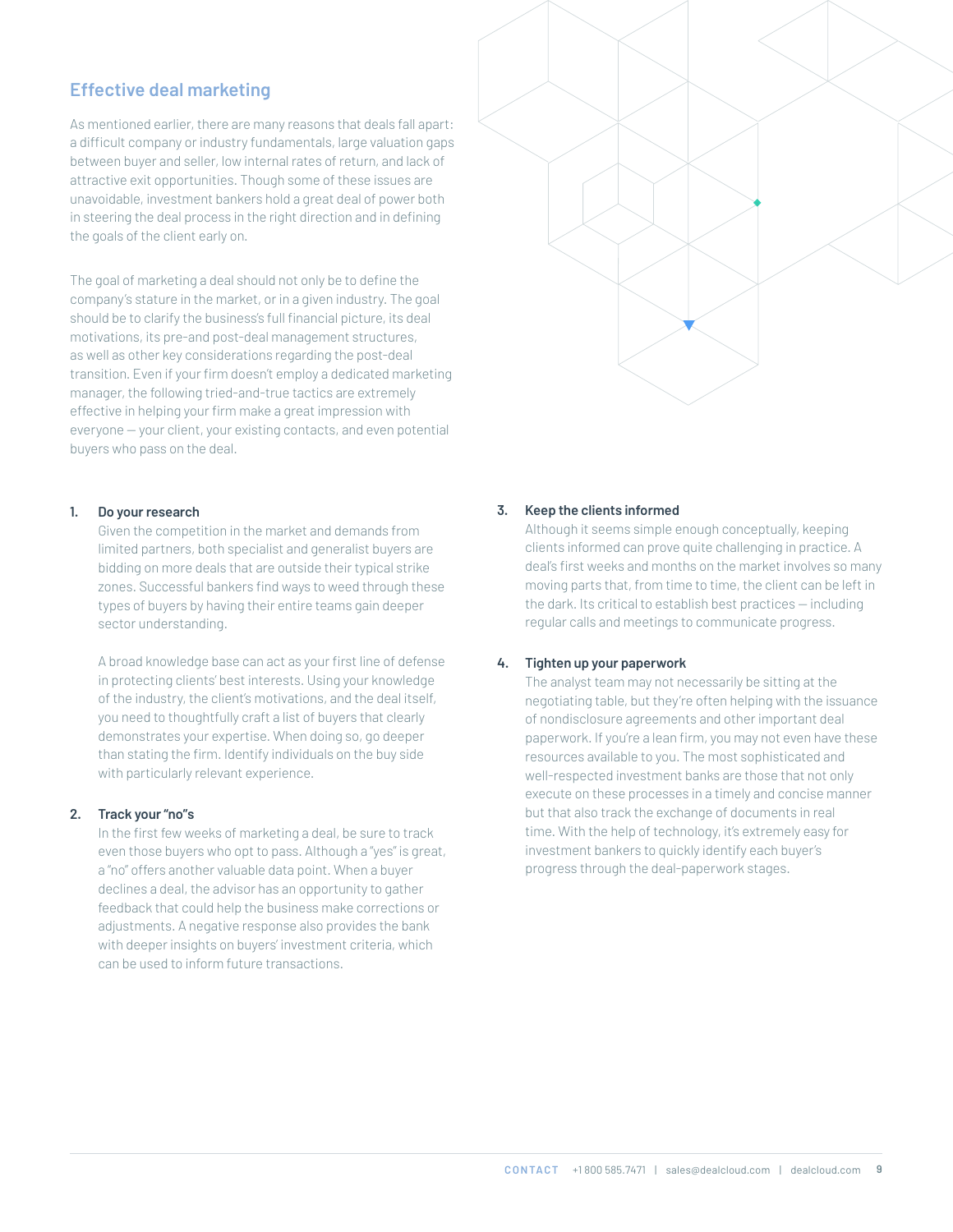## Effective deal marketing

As mentioned earlier, there are many reasons that deals fall apart: a difficult company or industry fundamentals, large valuation gaps between buyer and seller, low internal rates of return, and lack of attractive exit opportunities. Though some of these issues are unavoidable, investment bankers hold a great deal of power both in steering the deal process in the right direction and in defining the goals of the client early on.

The goal of marketing a deal should not only be to define the company's stature in the market, or in a given industry. The goal should be to clarify the business's full financial picture, its deal motivations, its pre-and post-deal management structures, as well as other key considerations regarding the post-deal transition. Even if your firm doesn't employ a dedicated marketing manager, the following tried-and-true tactics are extremely effective in helping your firm make a great impression with everyone — your client, your existing contacts, and even potential buyers who pass on the deal.

1. **Do your research**
   Given the competition in the market and demands from limited partners, both specialist and generalist buyers are bidding on more deals that are outside their typical strike zones. Successful bankers find ways to weed through these types of buyers by having their entire teams gain deeper sector understanding.

   A broad knowledge base can act as your first line of defense in protecting clients' best interests. Using your knowledge of the industry, the client's motivations, and the deal itself, you need to thoughtfully craft a list of buyers that clearly demonstrates your expertise. When doing so, go deeper than stating the firm. Identify individuals on the buy side with particularly relevant experience.

2. **Track your "no"s**
   In the first few weeks of marketing a deal, be sure to track even those buyers who opt to pass. Although a "yes" is great, a "no" offers another valuable data point. When a buyer declines a deal, the advisor has an opportunity to gather feedback that could help the business make corrections or adjustments. A negative response also provides the bank with deeper insights on buyers' investment criteria, which can be used to inform future transactions.

3. **Keep the clients informed**
   Although it seems simple enough conceptually, keeping clients informed can prove quite challenging in practice. A deal's first weeks and months on the market involves so many moving parts that, from time to time, the client can be left in the dark. Its critical to establish best practices — including regular calls and meetings to communicate progress.

4. **Tighten up your paperwork**
   The analyst team may not necessarily be sitting at the negotiating table, but they're often helping with the issuance of nondisclosure agreements and other important deal paperwork. If you're a lean firm, you may not even have these resources available to you. The most sophisticated and well-respected investment banks are those that not only execute on these processes in a timely and concise manner but that also track the exchange of documents in real time. With the help of technology, it's extremely easy for investment bankers to quickly identify each buyer's progress through the deal-paperwork stages.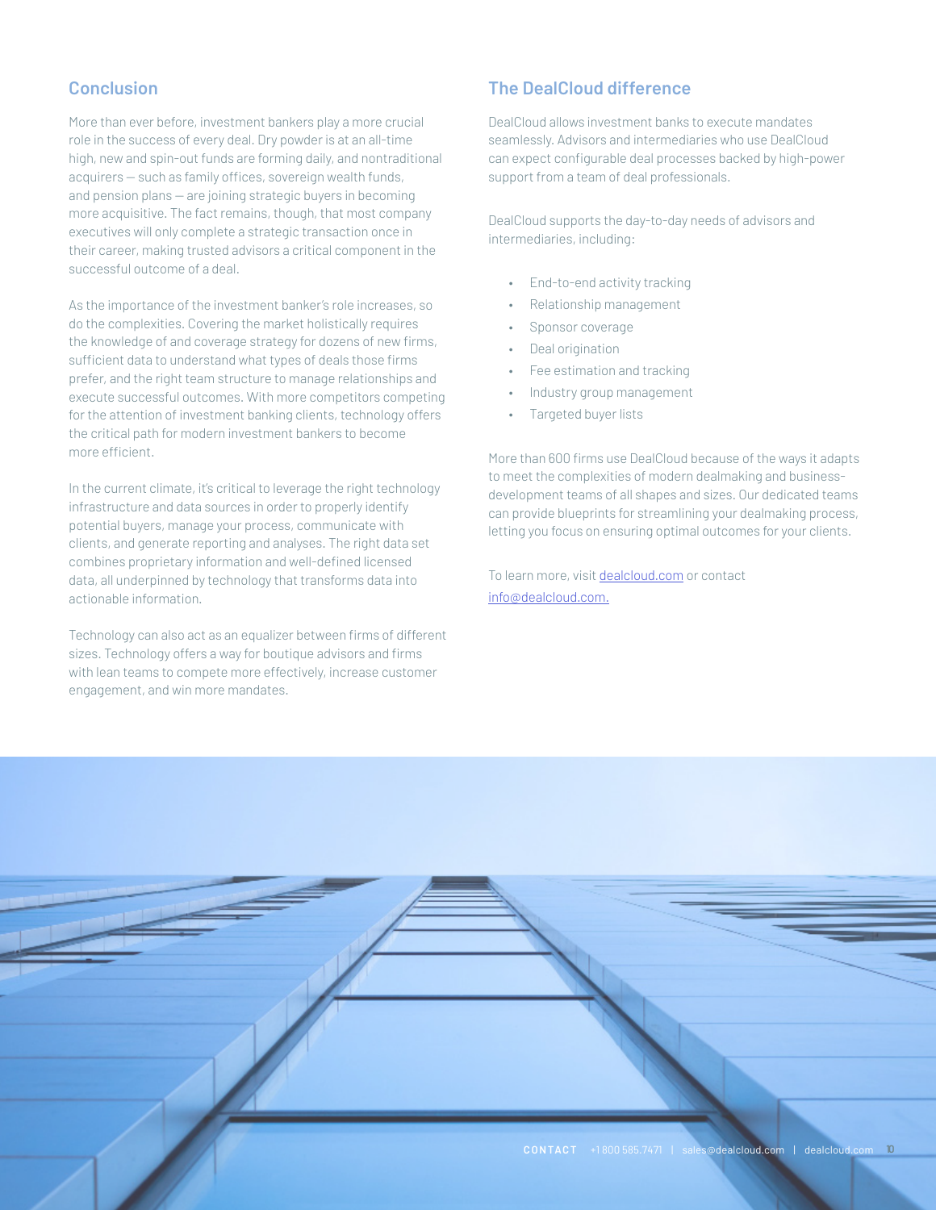## Conclusion

More than ever before, investment bankers play a more crucial role in the success of every deal. Dry powder is at an all-time high, new and spin-out funds are forming daily, and nontraditional acquirers — such as family offices, sovereign wealth funds, and pension plans — are joining strategic buyers in becoming more acquisitive. The fact remains, though, that most company executives will only complete a strategic transaction once in their career, making trusted advisors a critical component in the successful outcome of a deal.

As the importance of the investment banker's role increases, so do the complexities. Covering the market holistically requires the knowledge of and coverage strategy for dozens of new firms, sufficient data to understand what types of deals those firms prefer, and the right team structure to manage relationships and execute successful outcomes. With more competitors competing for the attention of investment banking clients, technology offers the critical path for modern investment bankers to become more efficient.

In the current climate, it's critical to leverage the right technology infrastructure and data sources in order to properly identify potential buyers, manage your process, communicate with clients, and generate reporting and analyses. The right data set combines proprietary information and well-defined licensed data, all underpinned by technology that transforms data into actionable information.

Technology can also act as an equalizer between firms of different sizes. Technology offers a way for boutique advisors and firms with lean teams to compete more effectively, increase customer engagement, and win more mandates.

## The DealCloud difference

DealCloud allows investment banks to execute mandates seamlessly. Advisors and intermediaries who use DealCloud can expect configurable deal processes backed by high-power support from a team of deal professionals.

DealCloud supports the day-to-day needs of advisors and intermediaries, including:

- End-to-end activity tracking
- Relationship management
- Sponsor coverage
- Deal origination
- Fee estimation and tracking
- Industry group management
- Targeted buyer lists

More than 600 firms use DealCloud because of the ways it adapts to meet the complexities of modern dealmaking and business-development teams of all shapes and sizes. Our dedicated teams can provide blueprints for streamlining your dealmaking process, letting you focus on ensuring optimal outcomes for your clients.

To learn more, visit dealcloud.com or contact info@dealcloud.com.

CONTACT +1 800 585.7471 | sales@dealcloud.com | dealcloud.com